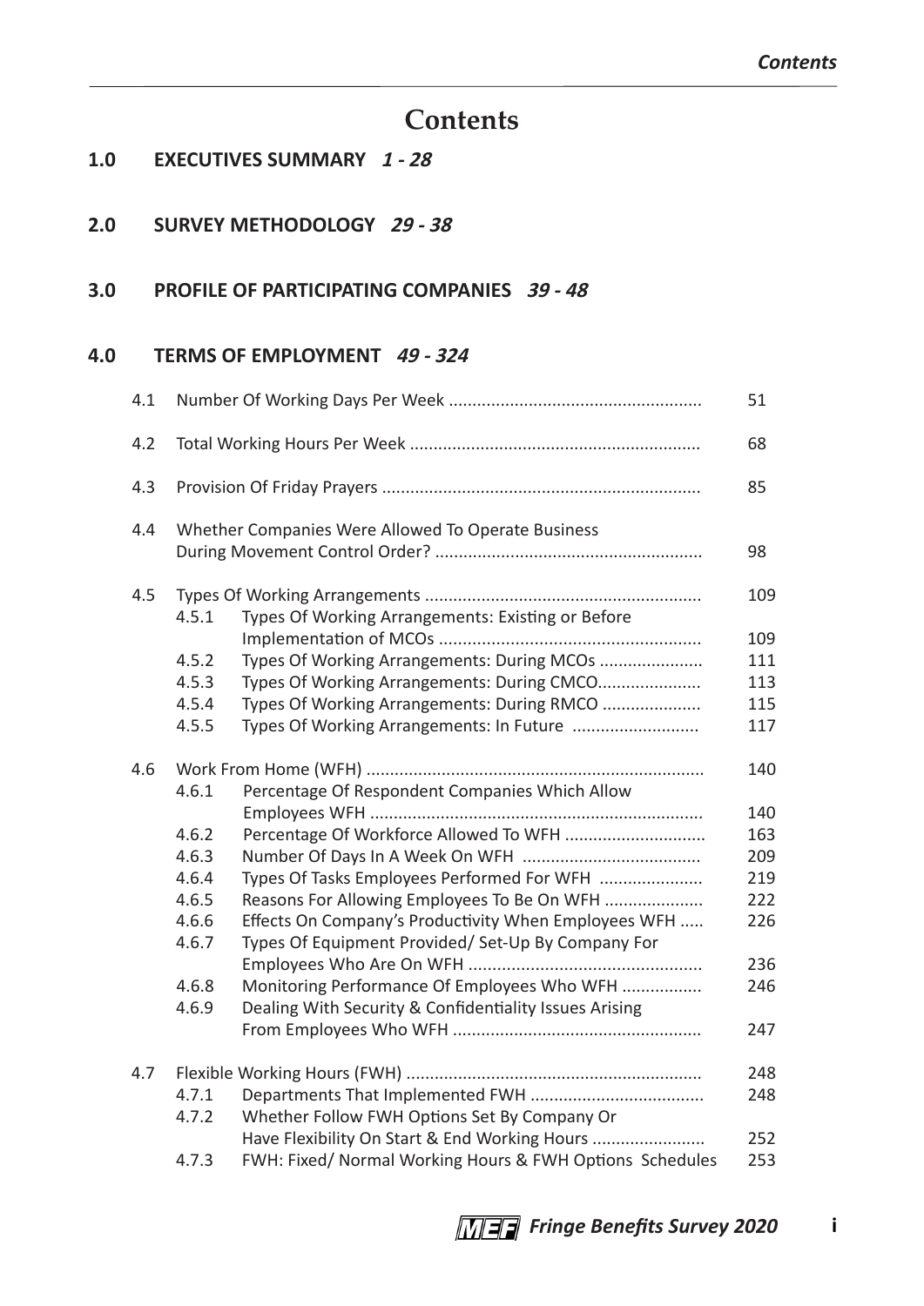# Contents

**1.0 EXECUTIVES SUMMARY** ***1 - 28***

**2.0 SURVEY METHODOLOGY** ***29 - 38***

**3.0 PROFILE OF PARTICIPATING COMPANIES** ***39 - 48***

**4.0 TERMS OF EMPLOYMENT** ***49 - 324***

| | | | |
|---|---|---|---|
| 4.1 | | Number Of Working Days Per Week | 51 |
| 4.2 | | Total Working Hours Per Week | 68 |
| 4.3 | | Provision Of Friday Prayers | 85 |
| 4.4 | | Whether Companies Were Allowed To Operate Business During Movement Control Order? | 98 |
| 4.5 | | Types Of Working Arrangements | 109 |
| | 4.5.1 | Types Of Working Arrangements: Existing or Before Implementation of MCOs | 109 |
| | 4.5.2 | Types Of Working Arrangements: During MCOs | 111 |
| | 4.5.3 | Types Of Working Arrangements: During CMCO | 113 |
| | 4.5.4 | Types Of Working Arrangements: During RMCO | 115 |
| | 4.5.5 | Types Of Working Arrangements: In Future | 117 |
| 4.6 | | Work From Home (WFH) | 140 |
| | 4.6.1 | Percentage Of Respondent Companies Which Allow Employees WFH | 140 |
| | 4.6.2 | Percentage Of Workforce Allowed To WFH | 163 |
| | 4.6.3 | Number Of Days In A Week On WFH | 209 |
| | 4.6.4 | Types Of Tasks Employees Performed For WFH | 219 |
| | 4.6.5 | Reasons For Allowing Employees To Be On WFH | 222 |
| | 4.6.6 | Effects On Company's Productivity When Employees WFH | 226 |
| | 4.6.7 | Types Of Equipment Provided/ Set-Up By Company For Employees Who Are On WFH | 236 |
| | 4.6.8 | Monitoring Performance Of Employees Who WFH | 246 |
| | 4.6.9 | Dealing With Security & Confidentiality Issues Arising From Employees Who WFH | 247 |
| 4.7 | | Flexible Working Hours (FWH) | 248 |
| | 4.7.1 | Departments That Implemented FWH | 248 |
| | 4.7.2 | Whether Follow FWH Options Set By Company Or Have Flexibility On Start & End Working Hours | 252 |
| | 4.7.3 | FWH: Fixed/ Normal Working Hours & FWH Options Schedules | 253 |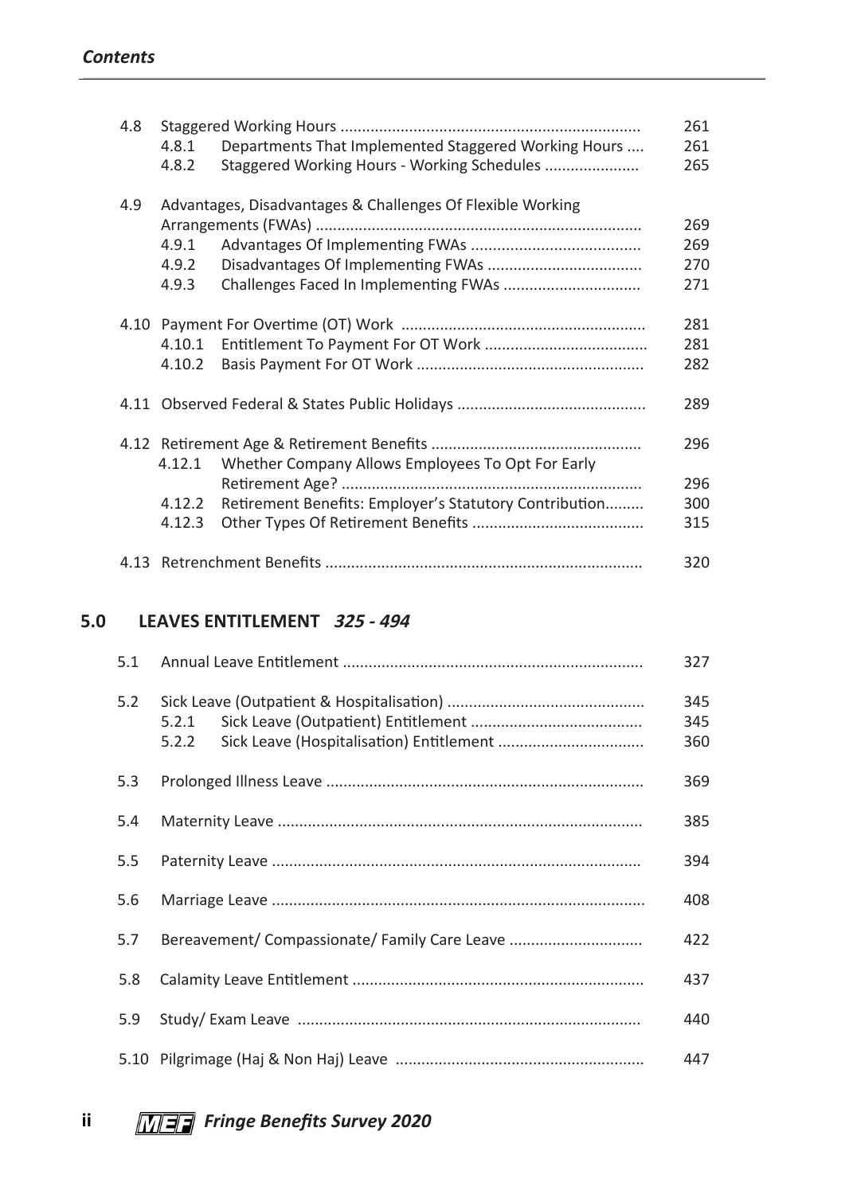| | | | |
|---|---|---|---|
| 4.8 | Staggered Working Hours | | 261 |
| | 4.8.1 | Departments That Implemented Staggered Working Hours | 261 |
| | 4.8.2 | Staggered Working Hours - Working Schedules | 265 |
| 4.9 | Advantages, Disadvantages & Challenges Of Flexible Working Arrangements (FWAs) | | 269 |
| | 4.9.1 | Advantages Of Implementing FWAs | 269 |
| | 4.9.2 | Disadvantages Of Implementing FWAs | 270 |
| | 4.9.3 | Challenges Faced In Implementing FWAs | 271 |
| 4.10 | Payment For Overtime (OT) Work | | 281 |
| | 4.10.1 | Entitlement To Payment For OT Work | 281 |
| | 4.10.2 | Basis Payment For OT Work | 282 |
| 4.11 | Observed Federal & States Public Holidays | | 289 |
| 4.12 | Retirement Age & Retirement Benefits | | 296 |
| | 4.12.1 | Whether Company Allows Employees To Opt For Early Retirement Age? | 296 |
| | 4.12.2 | Retirement Benefits: Employer's Statutory Contribution | 300 |
| | 4.12.3 | Other Types Of Retirement Benefits | 315 |
| 4.13 | Retrenchment Benefits | | 320 |

## 5.0 LEAVES ENTITLEMENT *325 - 494*

| | | | |
|---|---|---|---|
| 5.1 | Annual Leave Entitlement | | 327 |
| 5.2 | Sick Leave (Outpatient & Hospitalisation) | | 345 |
| | 5.2.1 | Sick Leave (Outpatient) Entitlement | 345 |
| | 5.2.2 | Sick Leave (Hospitalisation) Entitlement | 360 |
| 5.3 | Prolonged Illness Leave | | 369 |
| 5.4 | Maternity Leave | | 385 |
| 5.5 | Paternity Leave | | 394 |
| 5.6 | Marriage Leave | | 408 |
| 5.7 | Bereavement/ Compassionate/ Family Care Leave | | 422 |
| 5.8 | Calamity Leave Entitlement | | 437 |
| 5.9 | Study/ Exam Leave | | 440 |
| 5.10 | Pilgrimage (Haj & Non Haj) Leave | | 447 |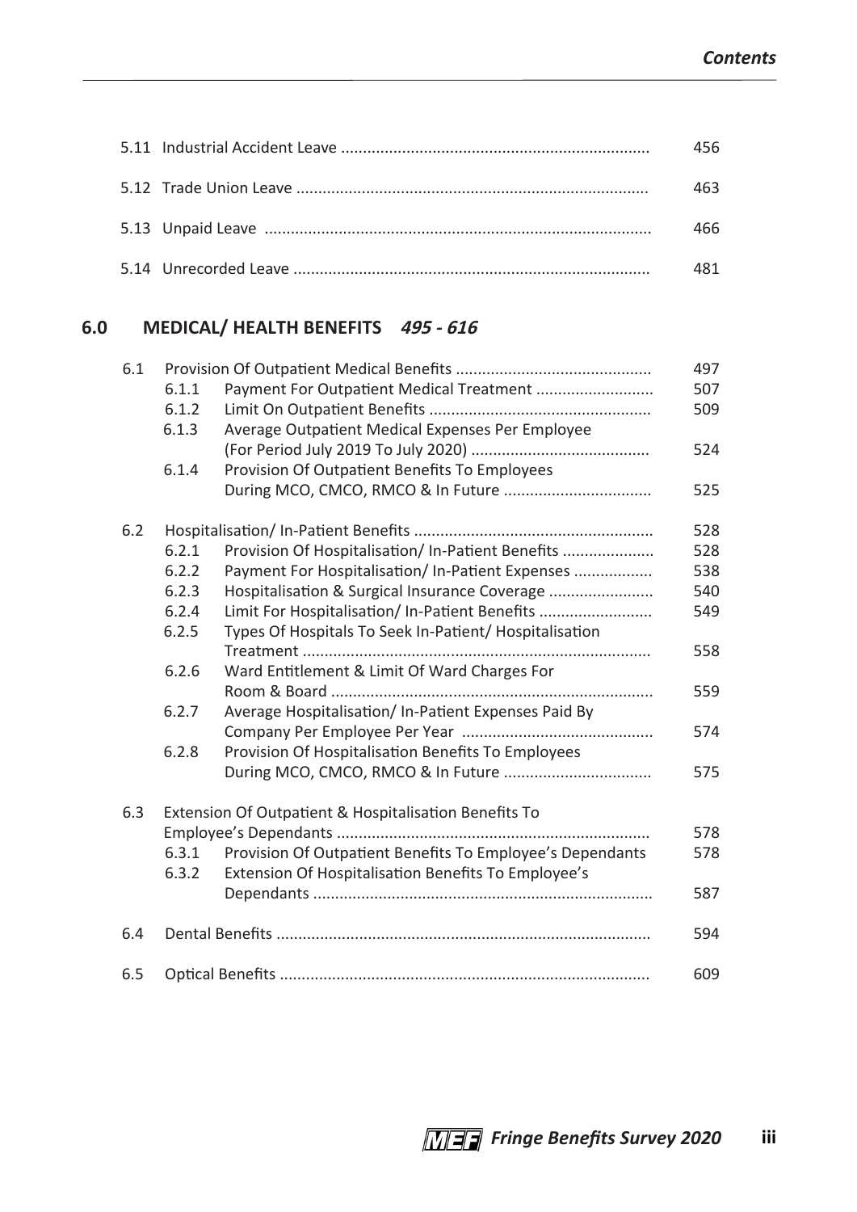| | | |
|---|---|---|
| 5.11 | Industrial Accident Leave | 456 |
| 5.12 | Trade Union Leave | 463 |
| 5.13 | Unpaid Leave | 466 |
| 5.14 | Unrecorded Leave | 481 |

## 6.0 MEDICAL/ HEALTH BENEFITS *495 - 616*

| | | | |
|---|---|---|---|
| 6.1 | | Provision Of Outpatient Medical Benefits | 497 |
| | 6.1.1 | Payment For Outpatient Medical Treatment | 507 |
| | 6.1.2 | Limit On Outpatient Benefits | 509 |
| | 6.1.3 | Average Outpatient Medical Expenses Per Employee (For Period July 2019 To July 2020) | 524 |
| | 6.1.4 | Provision Of Outpatient Benefits To Employees During MCO, CMCO, RMCO & In Future | 525 |
| 6.2 | | Hospitalisation/ In-Patient Benefits | 528 |
| | 6.2.1 | Provision Of Hospitalisation/ In-Patient Benefits | 528 |
| | 6.2.2 | Payment For Hospitalisation/ In-Patient Expenses | 538 |
| | 6.2.3 | Hospitalisation & Surgical Insurance Coverage | 540 |
| | 6.2.4 | Limit For Hospitalisation/ In-Patient Benefits | 549 |
| | 6.2.5 | Types Of Hospitals To Seek In-Patient/ Hospitalisation Treatment | 558 |
| | 6.2.6 | Ward Entitlement & Limit Of Ward Charges For Room & Board | 559 |
| | 6.2.7 | Average Hospitalisation/ In-Patient Expenses Paid By Company Per Employee Per Year | 574 |
| | 6.2.8 | Provision Of Hospitalisation Benefits To Employees During MCO, CMCO, RMCO & In Future | 575 |
| 6.3 | | Extension Of Outpatient & Hospitalisation Benefits To Employee's Dependants | 578 |
| | 6.3.1 | Provision Of Outpatient Benefits To Employee's Dependants | 578 |
| | 6.3.2 | Extension Of Hospitalisation Benefits To Employee's Dependants | 587 |
| 6.4 | | Dental Benefits | 594 |
| 6.5 | | Optical Benefits | 609 |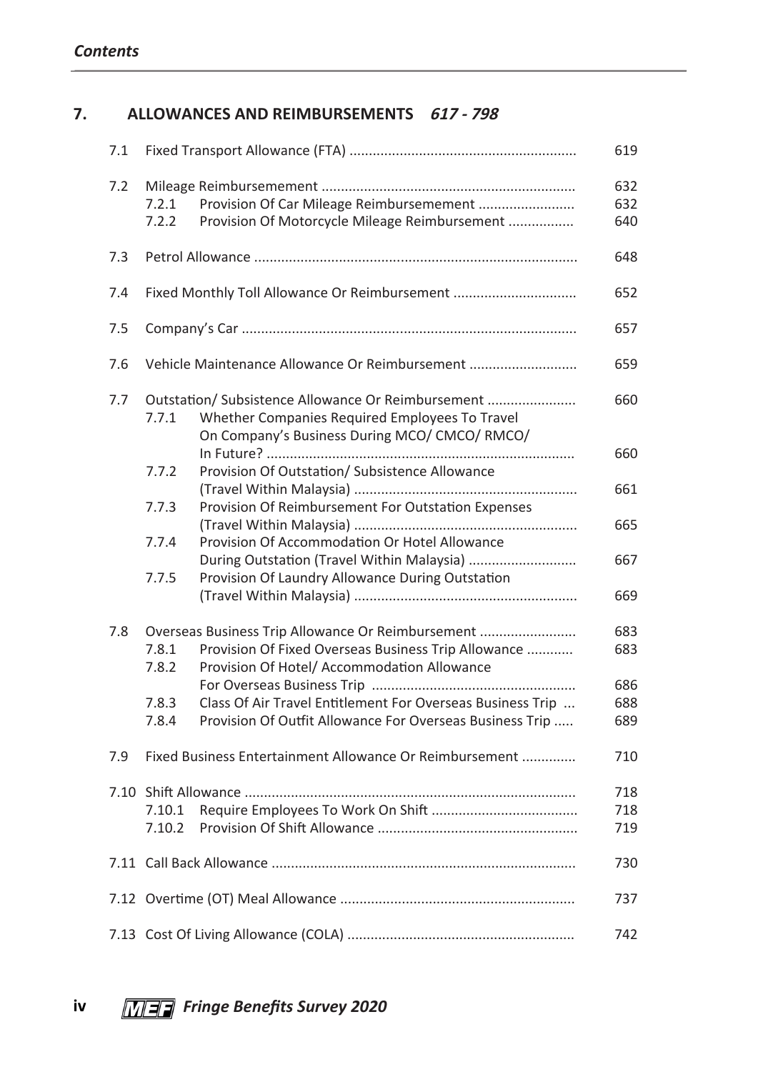## 7. ALLOWANCES AND REIMBURSEMENTS *617 - 798*

| | | | |
|---|---|---|---|
| 7.1 | | Fixed Transport Allowance (FTA) | 619 |
| 7.2 | | Mileage Reimbursemement | 632 |
| | 7.2.1 | Provision Of Car Mileage Reimbursemement | 632 |
| | 7.2.2 | Provision Of Motorcycle Mileage Reimbursement | 640 |
| 7.3 | | Petrol Allowance | 648 |
| 7.4 | | Fixed Monthly Toll Allowance Or Reimbursement | 652 |
| 7.5 | | Company's Car | 657 |
| 7.6 | | Vehicle Maintenance Allowance Or Reimbursement | 659 |
| 7.7 | | Outstation/ Subsistence Allowance Or Reimbursement | 660 |
| | 7.7.1 | Whether Companies Required Employees To Travel On Company's Business During MCO/ CMCO/ RMCO/ In Future? | 660 |
| | 7.7.2 | Provision Of Outstation/ Subsistence Allowance (Travel Within Malaysia) | 661 |
| | 7.7.3 | Provision Of Reimbursement For Outstation Expenses (Travel Within Malaysia) | 665 |
| | 7.7.4 | Provision Of Accommodation Or Hotel Allowance During Outstation (Travel Within Malaysia) | 667 |
| | 7.7.5 | Provision Of Laundry Allowance During Outstation (Travel Within Malaysia) | 669 |
| 7.8 | | Overseas Business Trip Allowance Or Reimbursement | 683 |
| | 7.8.1 | Provision Of Fixed Overseas Business Trip Allowance | 683 |
| | 7.8.2 | Provision Of Hotel/ Accommodation Allowance For Overseas Business Trip | 686 |
| | 7.8.3 | Class Of Air Travel Entitlement For Overseas Business Trip | 688 |
| | 7.8.4 | Provision Of Outfit Allowance For Overseas Business Trip | 689 |
| 7.9 | | Fixed Business Entertainment Allowance Or Reimbursement | 710 |
| 7.10 | | Shift Allowance | 718 |
| | 7.10.1 | Require Employees To Work On Shift | 718 |
| | 7.10.2 | Provision Of Shift Allowance | 719 |
| 7.11 | | Call Back Allowance | 730 |
| 7.12 | | Overtime (OT) Meal Allowance | 737 |
| 7.13 | | Cost Of Living Allowance (COLA) | 742 |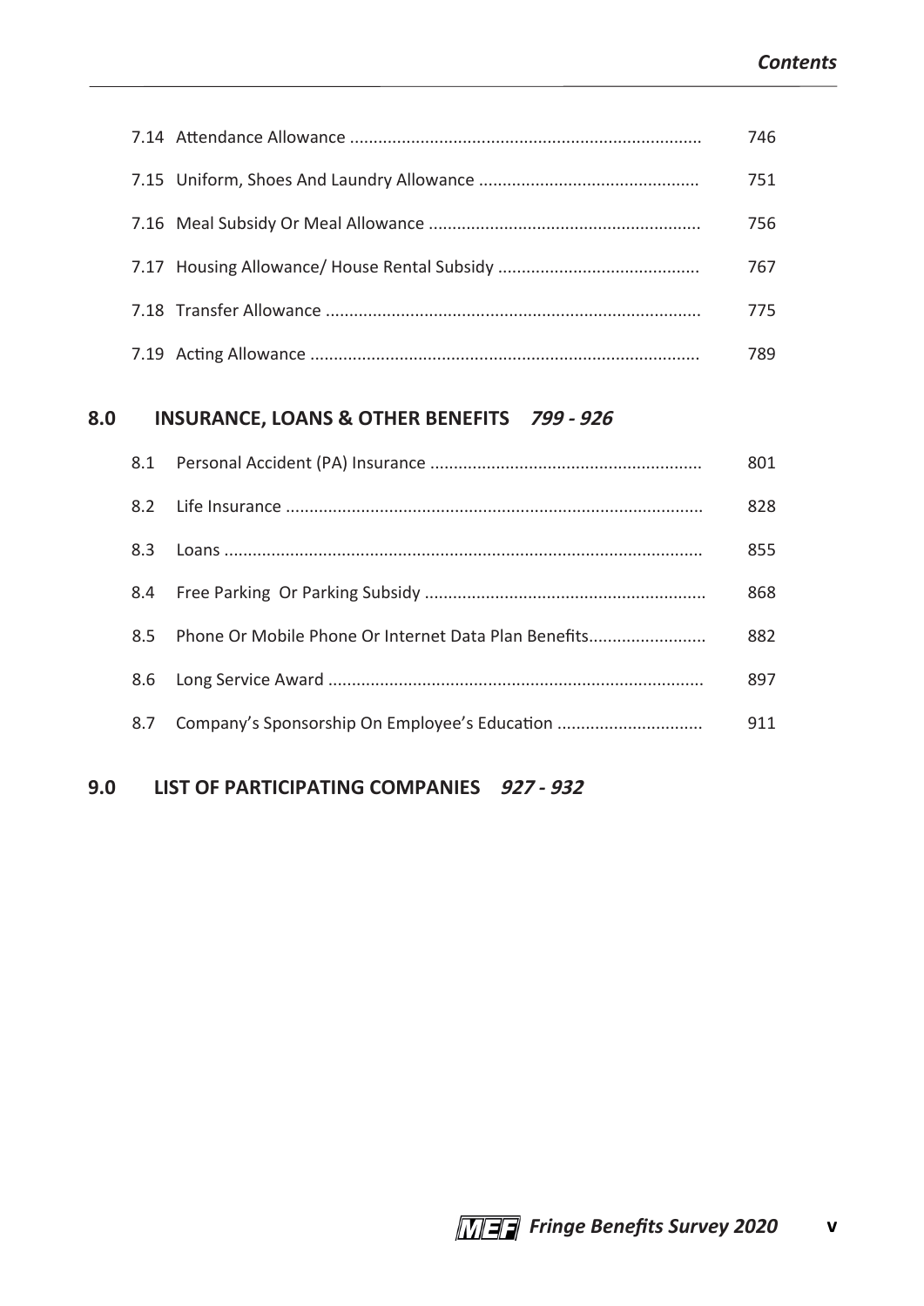| | | |
|---|---|---|
| 7.14 | Attendance Allowance | 746 |
| 7.15 | Uniform, Shoes And Laundry Allowance | 751 |
| 7.16 | Meal Subsidy Or Meal Allowance | 756 |
| 7.17 | Housing Allowance/ House Rental Subsidy | 767 |
| 7.18 | Transfer Allowance | 775 |
| 7.19 | Acting Allowance | 789 |

## 8.0 INSURANCE, LOANS & OTHER BENEFITS *799 - 926*

| | | |
|---|---|---|
| 8.1 | Personal Accident (PA) Insurance | 801 |
| 8.2 | Life Insurance | 828 |
| 8.3 | Loans | 855 |
| 8.4 | Free Parking Or Parking Subsidy | 868 |
| 8.5 | Phone Or Mobile Phone Or Internet Data Plan Benefits | 882 |
| 8.6 | Long Service Award | 897 |
| 8.7 | Company's Sponsorship On Employee's Education | 911 |

## 9.0 LIST OF PARTICIPATING COMPANIES *927 - 932*